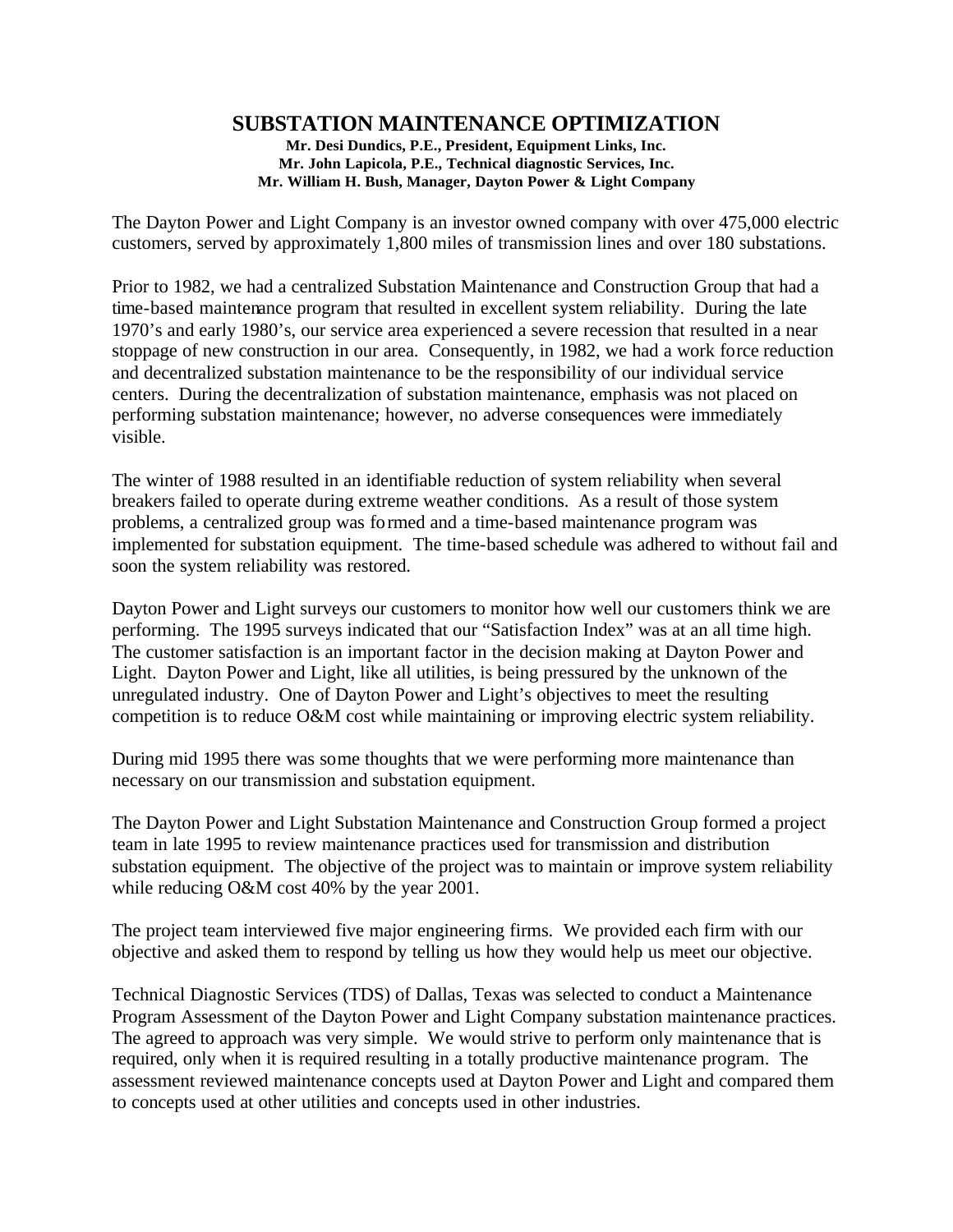# SUBSTATION MAINTENANCE OPTIMIZATION

**Mr. Desi Dundics, P.E., President, Equipment Links, Inc.**
**Mr. John Lapicola, P.E., Technical diagnostic Services, Inc.**
**Mr. William H. Bush, Manager, Dayton Power & Light Company**

The Dayton Power and Light Company is an investor owned company with over 475,000 electric customers, served by approximately 1,800 miles of transmission lines and over 180 substations.

Prior to 1982, we had a centralized Substation Maintenance and Construction Group that had a time-based maintenance program that resulted in excellent system reliability. During the late 1970's and early 1980's, our service area experienced a severe recession that resulted in a near stoppage of new construction in our area. Consequently, in 1982, we had a work force reduction and decentralized substation maintenance to be the responsibility of our individual service centers. During the decentralization of substation maintenance, emphasis was not placed on performing substation maintenance; however, no adverse consequences were immediately visible.

The winter of 1988 resulted in an identifiable reduction of system reliability when several breakers failed to operate during extreme weather conditions. As a result of those system problems, a centralized group was formed and a time-based maintenance program was implemented for substation equipment. The time-based schedule was adhered to without fail and soon the system reliability was restored.

Dayton Power and Light surveys our customers to monitor how well our customers think we are performing. The 1995 surveys indicated that our "Satisfaction Index" was at an all time high. The customer satisfaction is an important factor in the decision making at Dayton Power and Light. Dayton Power and Light, like all utilities, is being pressured by the unknown of the unregulated industry. One of Dayton Power and Light's objectives to meet the resulting competition is to reduce O&M cost while maintaining or improving electric system reliability.

During mid 1995 there was some thoughts that we were performing more maintenance than necessary on our transmission and substation equipment.

The Dayton Power and Light Substation Maintenance and Construction Group formed a project team in late 1995 to review maintenance practices used for transmission and distribution substation equipment. The objective of the project was to maintain or improve system reliability while reducing O&M cost 40% by the year 2001.

The project team interviewed five major engineering firms. We provided each firm with our objective and asked them to respond by telling us how they would help us meet our objective.

Technical Diagnostic Services (TDS) of Dallas, Texas was selected to conduct a Maintenance Program Assessment of the Dayton Power and Light Company substation maintenance practices. The agreed to approach was very simple. We would strive to perform only maintenance that is required, only when it is required resulting in a totally productive maintenance program. The assessment reviewed maintenance concepts used at Dayton Power and Light and compared them to concepts used at other utilities and concepts used in other industries.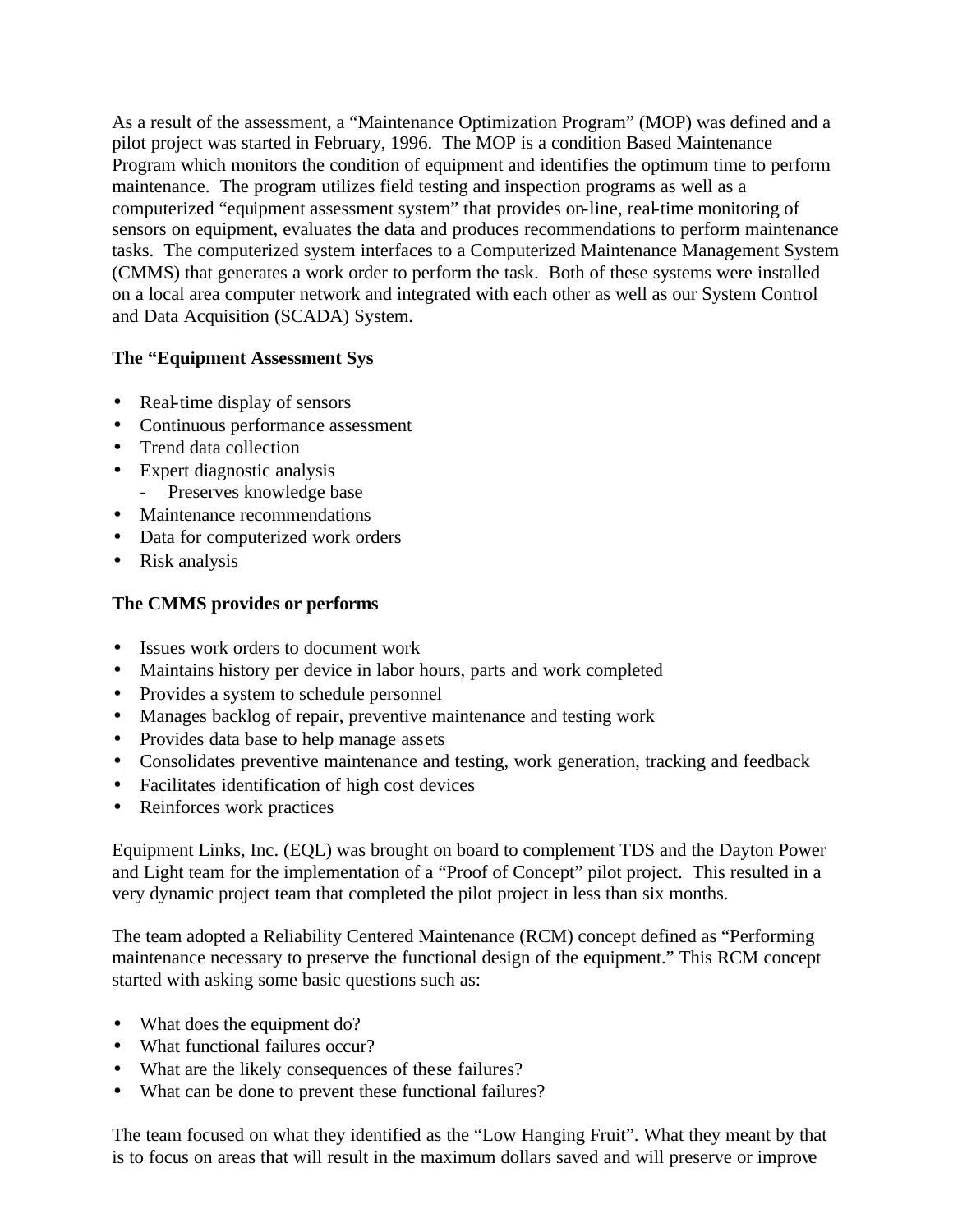As a result of the assessment, a "Maintenance Optimization Program" (MOP) was defined and a pilot project was started in February, 1996. The MOP is a condition Based Maintenance Program which monitors the condition of equipment and identifies the optimum time to perform maintenance. The program utilizes field testing and inspection programs as well as a computerized "equipment assessment system" that provides on-line, real-time monitoring of sensors on equipment, evaluates the data and produces recommendations to perform maintenance tasks. The computerized system interfaces to a Computerized Maintenance Management System (CMMS) that generates a work order to perform the task. Both of these systems were installed on a local area computer network and integrated with each other as well as our System Control and Data Acquisition (SCADA) System.

**The "Equipment Assessment Sys**

- Real-time display of sensors
- Continuous performance assessment
- Trend data collection
- Expert diagnostic analysis
  - Preserves knowledge base
- Maintenance recommendations
- Data for computerized work orders
- Risk analysis

**The CMMS provides or performs**

- Issues work orders to document work
- Maintains history per device in labor hours, parts and work completed
- Provides a system to schedule personnel
- Manages backlog of repair, preventive maintenance and testing work
- Provides data base to help manage assets
- Consolidates preventive maintenance and testing, work generation, tracking and feedback
- Facilitates identification of high cost devices
- Reinforces work practices

Equipment Links, Inc. (EQL) was brought on board to complement TDS and the Dayton Power and Light team for the implementation of a "Proof of Concept" pilot project. This resulted in a very dynamic project team that completed the pilot project in less than six months.

The team adopted a Reliability Centered Maintenance (RCM) concept defined as "Performing maintenance necessary to preserve the functional design of the equipment." This RCM concept started with asking some basic questions such as:

- What does the equipment do?
- What functional failures occur?
- What are the likely consequences of these failures?
- What can be done to prevent these functional failures?

The team focused on what they identified as the "Low Hanging Fruit". What they meant by that is to focus on areas that will result in the maximum dollars saved and will preserve or improve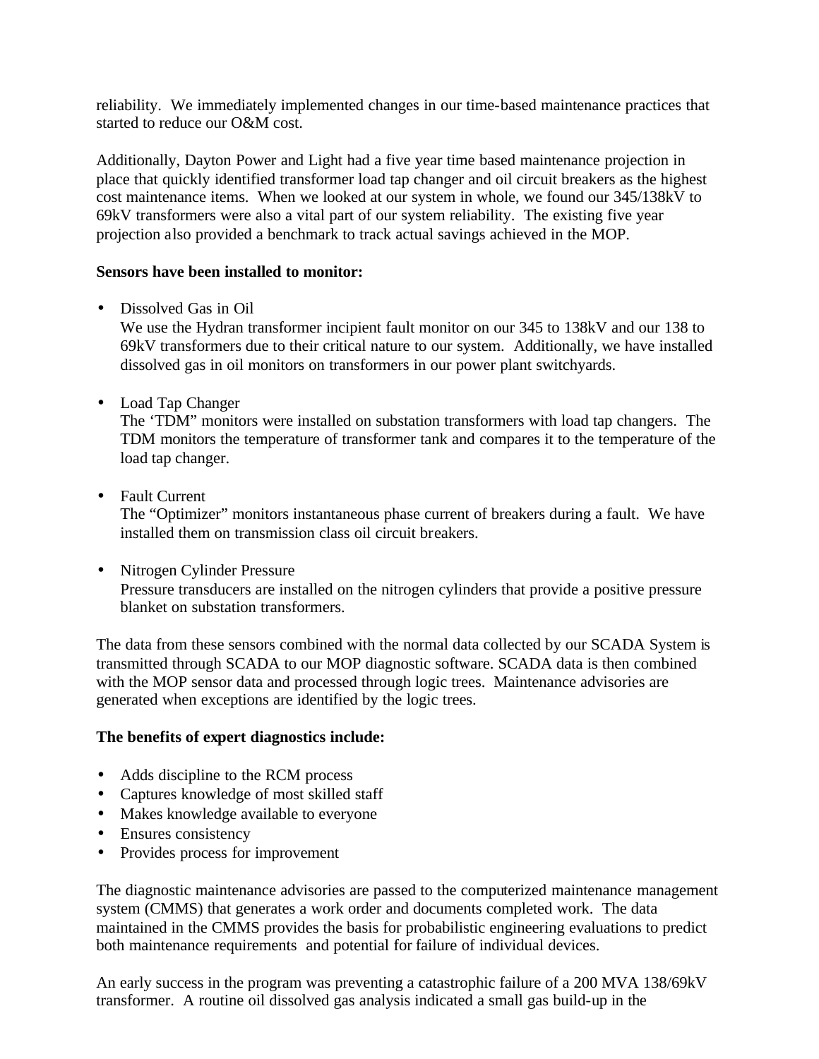reliability. We immediately implemented changes in our time-based maintenance practices that started to reduce our O&M cost.

Additionally, Dayton Power and Light had a five year time based maintenance projection in place that quickly identified transformer load tap changer and oil circuit breakers as the highest cost maintenance items. When we looked at our system in whole, we found our 345/138kV to 69kV transformers were also a vital part of our system reliability. The existing five year projection also provided a benchmark to track actual savings achieved in the MOP.

**Sensors have been installed to monitor:**

- Dissolved Gas in Oil
  We use the Hydran transformer incipient fault monitor on our 345 to 138kV and our 138 to 69kV transformers due to their critical nature to our system. Additionally, we have installed dissolved gas in oil monitors on transformers in our power plant switchyards.

- Load Tap Changer
  The 'TDM" monitors were installed on substation transformers with load tap changers. The TDM monitors the temperature of transformer tank and compares it to the temperature of the load tap changer.

- Fault Current
  The "Optimizer" monitors instantaneous phase current of breakers during a fault. We have installed them on transmission class oil circuit breakers.

- Nitrogen Cylinder Pressure
  Pressure transducers are installed on the nitrogen cylinders that provide a positive pressure blanket on substation transformers.

The data from these sensors combined with the normal data collected by our SCADA System is transmitted through SCADA to our MOP diagnostic software. SCADA data is then combined with the MOP sensor data and processed through logic trees. Maintenance advisories are generated when exceptions are identified by the logic trees.

**The benefits of expert diagnostics include:**

- Adds discipline to the RCM process
- Captures knowledge of most skilled staff
- Makes knowledge available to everyone
- Ensures consistency
- Provides process for improvement

The diagnostic maintenance advisories are passed to the computerized maintenance management system (CMMS) that generates a work order and documents completed work. The data maintained in the CMMS provides the basis for probabilistic engineering evaluations to predict both maintenance requirements and potential for failure of individual devices.

An early success in the program was preventing a catastrophic failure of a 200 MVA 138/69kV transformer. A routine oil dissolved gas analysis indicated a small gas build-up in the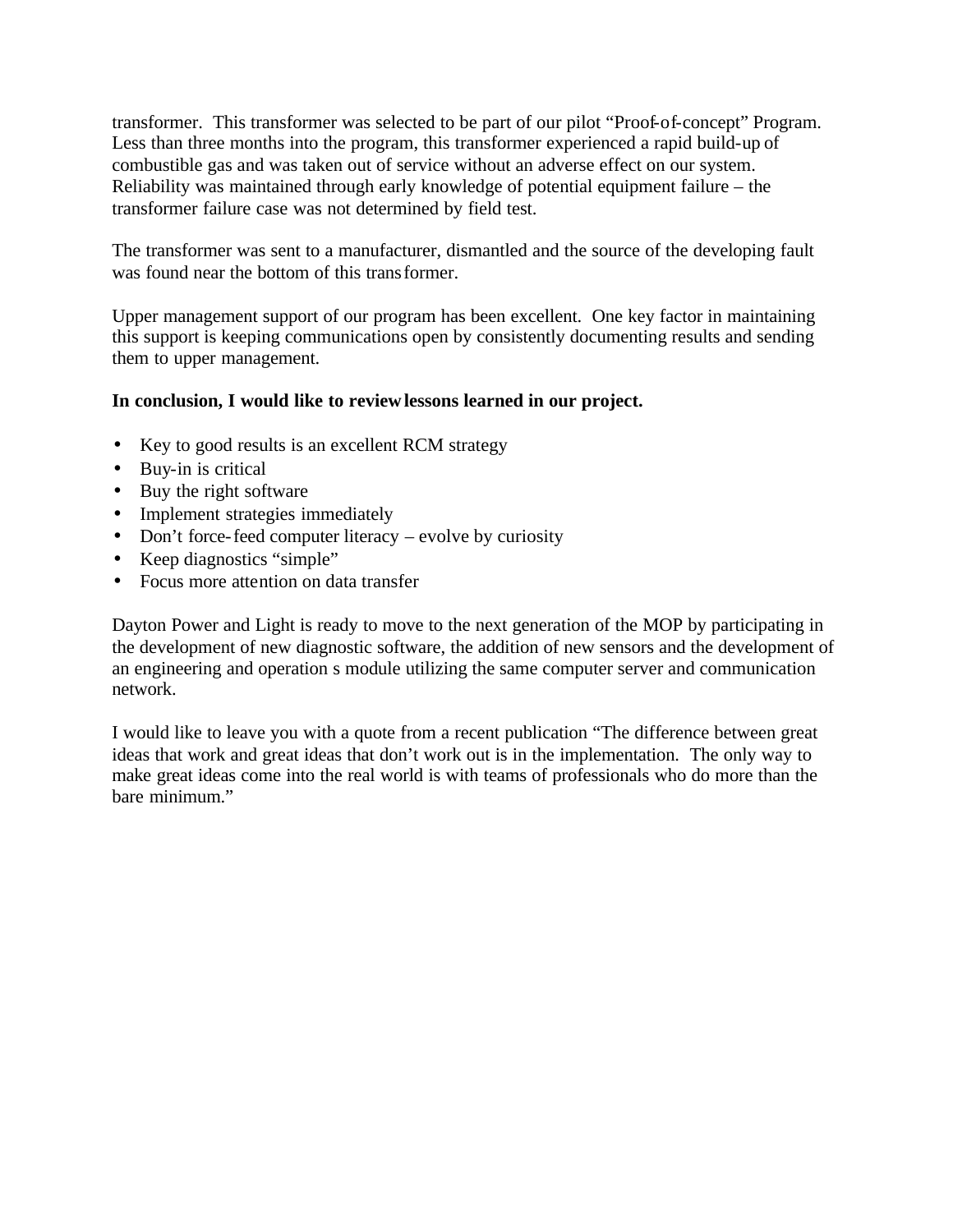transformer. This transformer was selected to be part of our pilot "Proof-of-concept" Program. Less than three months into the program, this transformer experienced a rapid build-up of combustible gas and was taken out of service without an adverse effect on our system. Reliability was maintained through early knowledge of potential equipment failure – the transformer failure case was not determined by field test.

The transformer was sent to a manufacturer, dismantled and the source of the developing fault was found near the bottom of this transformer.

Upper management support of our program has been excellent. One key factor in maintaining this support is keeping communications open by consistently documenting results and sending them to upper management.

**In conclusion, I would like to review lessons learned in our project.**

- Key to good results is an excellent RCM strategy
- Buy-in is critical
- Buy the right software
- Implement strategies immediately
- Don't force-feed computer literacy – evolve by curiosity
- Keep diagnostics "simple"
- Focus more attention on data transfer

Dayton Power and Light is ready to move to the next generation of the MOP by participating in the development of new diagnostic software, the addition of new sensors and the development of an engineering and operations module utilizing the same computer server and communication network.

I would like to leave you with a quote from a recent publication "The difference between great ideas that work and great ideas that don't work out is in the implementation. The only way to make great ideas come into the real world is with teams of professionals who do more than the bare minimum."